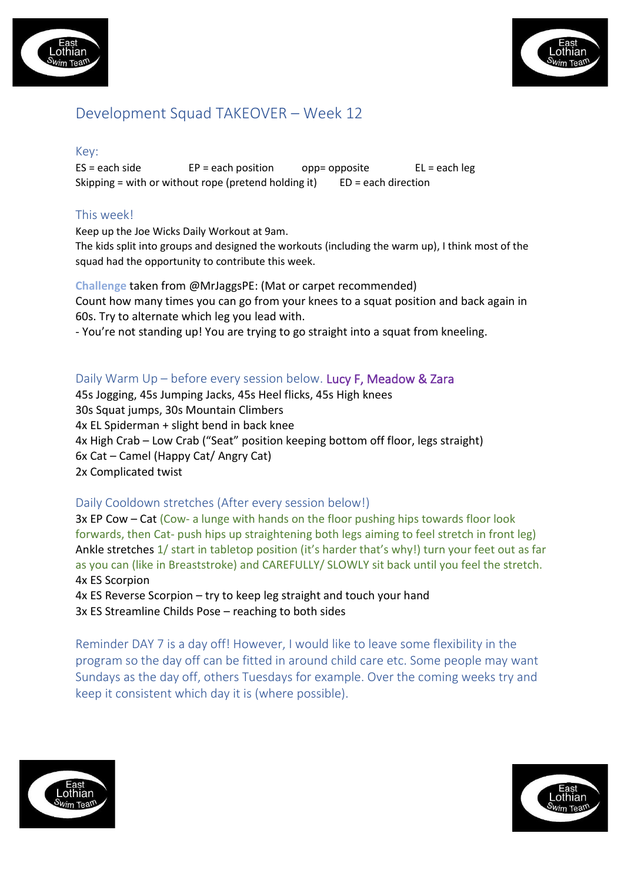# Development Squad TAKEOVER – Week 12

## Key:

ES = each side EP = each position opp= opposite EL = each leg

Skipping = with or without rope (pretend holding it) ED = each direction

## This week!

Keep up the Joe Wicks Daily Workout at 9am.

The kids split into groups and designed the workouts (including the warm up), I think most of the squad had the opportunity to contribute this week.

**Challenge** taken from @MrJaggsPE: (Mat or carpet recommended)

Count how many times you can go from your knees to a squat position and back again in 60s. Try to alternate which leg you lead with.

- You're not standing up! You are trying to go straight into a squat from kneeling.

## Daily Warm Up – before every session below. Lucy F, Meadow & Zara

45s Jogging, 45s Jumping Jacks, 45s Heel flicks, 45s High knees

30s Squat jumps, 30s Mountain Climbers

4x EL Spiderman + slight bend in back knee

4x High Crab – Low Crab ("Seat" position keeping bottom off floor, legs straight)

6x Cat – Camel (Happy Cat/ Angry Cat)

2x Complicated twist

## Daily Cooldown stretches (After every session below!)

3x EP Cow – Cat (Cow- a lunge with hands on the floor pushing hips towards floor look forwards, then Cat- push hips up straightening both legs aiming to feel stretch in front leg)

Ankle stretches 1/ start in tabletop position (it's harder that's why!) turn your feet out as far as you can (like in Breaststroke) and CAREFULLY/ SLOWLY sit back until you feel the stretch.

4x ES Scorpion

4x ES Reverse Scorpion – try to keep leg straight and touch your hand

3x ES Streamline Childs Pose – reaching to both sides

Reminder DAY 7 is a day off! However, I would like to leave some flexibility in the program so the day off can be fitted in around child care etc. Some people may want Sundays as the day off, others Tuesdays for example. Over the coming weeks try and keep it consistent which day it is (where possible).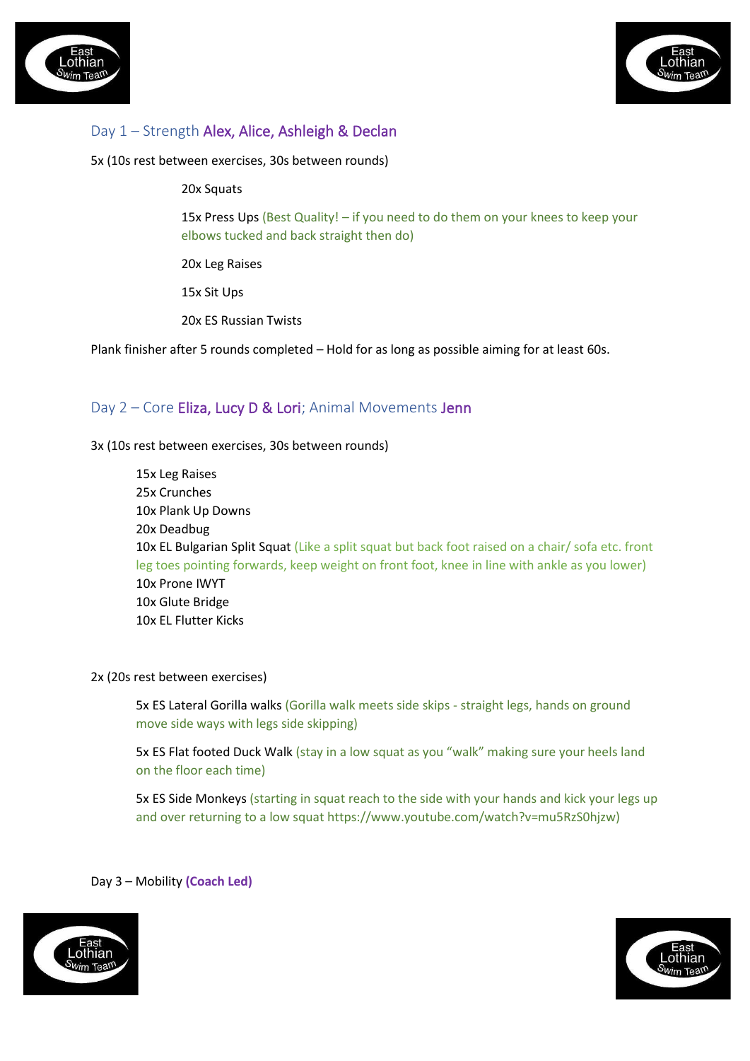## Day 1 – Strength Alex, Alice, Ashleigh & Declan

5x (10s rest between exercises, 30s between rounds)

20x Squats

15x Press Ups (Best Quality! – if you need to do them on your knees to keep your elbows tucked and back straight then do)

20x Leg Raises

15x Sit Ups

20x ES Russian Twists

Plank finisher after 5 rounds completed – Hold for as long as possible aiming for at least 60s.

## Day 2 – Core Eliza, Lucy D & Lori; Animal Movements Jenn

3x (10s rest between exercises, 30s between rounds)

15x Leg Raises
25x Crunches
10x Plank Up Downs
20x Deadbug
10x EL Bulgarian Split Squat (Like a split squat but back foot raised on a chair/ sofa etc. front leg toes pointing forwards, keep weight on front foot, knee in line with ankle as you lower)
10x Prone IWYT
10x Glute Bridge
10x EL Flutter Kicks

2x (20s rest between exercises)

5x ES Lateral Gorilla walks (Gorilla walk meets side skips - straight legs, hands on ground move side ways with legs side skipping)

5x ES Flat footed Duck Walk (stay in a low squat as you "walk" making sure your heels land on the floor each time)

5x ES Side Monkeys (starting in squat reach to the side with your hands and kick your legs up and over returning to a low squat https://www.youtube.com/watch?v=mu5RzS0hjzw)

Day 3 – Mobility **(Coach Led)**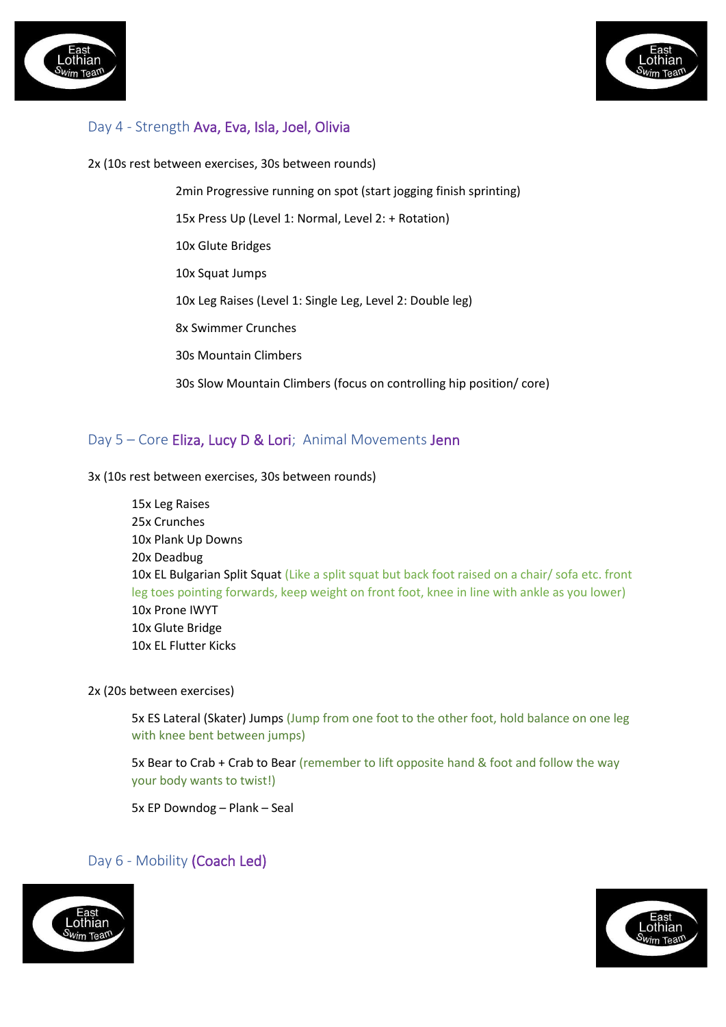## Day 4 - Strength Ava, Eva, Isla, Joel, Olivia

2x (10s rest between exercises, 30s between rounds)

- 2min Progressive running on spot (start jogging finish sprinting)
- 15x Press Up (Level 1: Normal, Level 2: + Rotation)
- 10x Glute Bridges
- 10x Squat Jumps
- 10x Leg Raises (Level 1: Single Leg, Level 2: Double leg)
- 8x Swimmer Crunches
- 30s Mountain Climbers
- 30s Slow Mountain Climbers (focus on controlling hip position/ core)

## Day 5 – Core Eliza, Lucy D & Lori; Animal Movements Jenn

3x (10s rest between exercises, 30s between rounds)

- 15x Leg Raises
- 25x Crunches
- 10x Plank Up Downs
- 20x Deadbug
- 10x EL Bulgarian Split Squat (Like a split squat but back foot raised on a chair/ sofa etc. front leg toes pointing forwards, keep weight on front foot, knee in line with ankle as you lower)
- 10x Prone IWYT
- 10x Glute Bridge
- 10x EL Flutter Kicks

2x (20s between exercises)

- 5x ES Lateral (Skater) Jumps (Jump from one foot to the other foot, hold balance on one leg with knee bent between jumps)
- 5x Bear to Crab + Crab to Bear (remember to lift opposite hand & foot and follow the way your body wants to twist!)
- 5x EP Downdog – Plank – Seal

## Day 6 - Mobility (Coach Led)